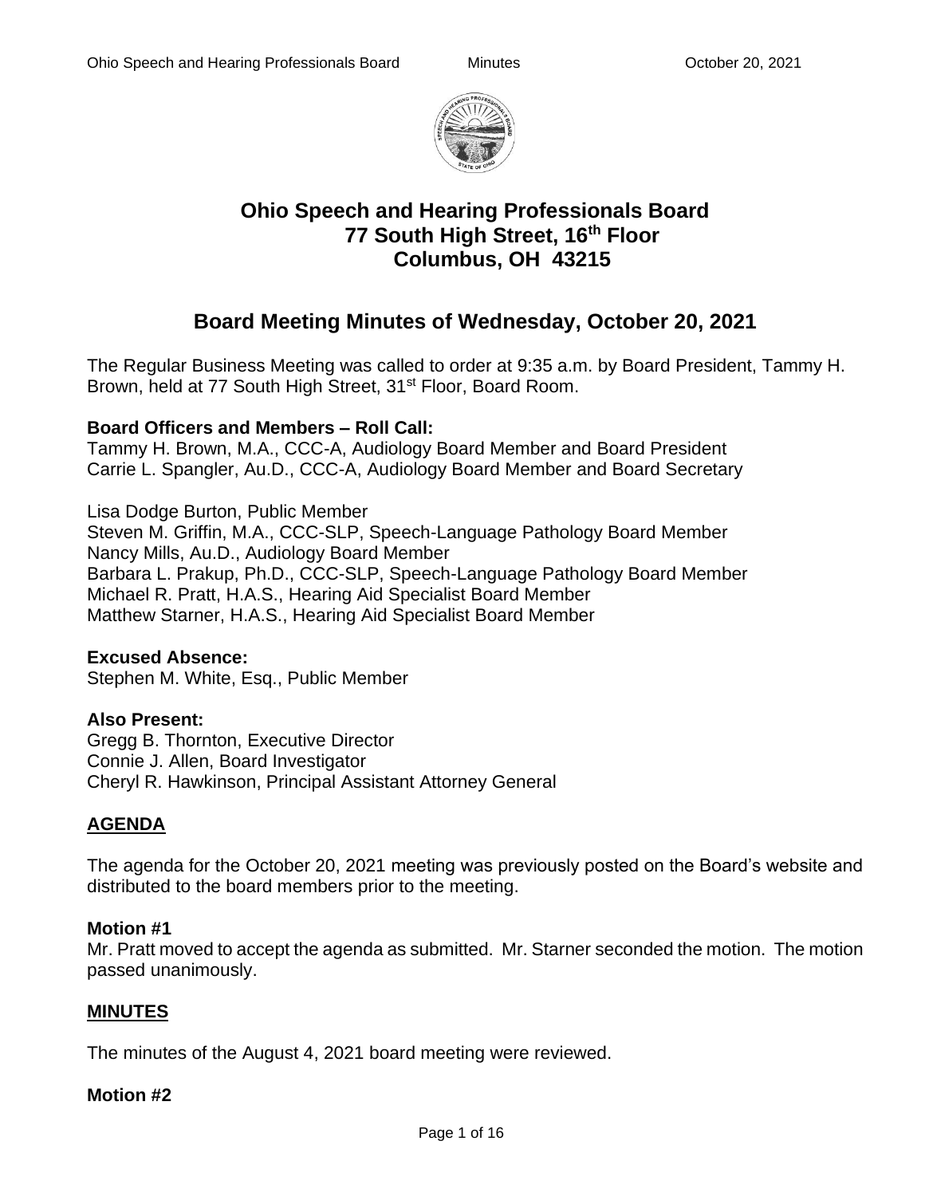# Ohio Speech and Hearing Professionals Board
## 77 South High Street, 16th Floor
## Columbus, OH 43215

## Board Meeting Minutes of Wednesday, October 20, 2021

The Regular Business Meeting was called to order at 9:35 a.m. by Board President, Tammy H. Brown, held at 77 South High Street, 31st Floor, Board Room.

**Board Officers and Members – Roll Call:**
Tammy H. Brown, M.A., CCC-A, Audiology Board Member and Board President
Carrie L. Spangler, Au.D., CCC-A, Audiology Board Member and Board Secretary

Lisa Dodge Burton, Public Member
Steven M. Griffin, M.A., CCC-SLP, Speech-Language Pathology Board Member
Nancy Mills, Au.D., Audiology Board Member
Barbara L. Prakup, Ph.D., CCC-SLP, Speech-Language Pathology Board Member
Michael R. Pratt, H.A.S., Hearing Aid Specialist Board Member
Matthew Starner, H.A.S., Hearing Aid Specialist Board Member

**Excused Absence:**
Stephen M. White, Esq., Public Member

**Also Present:**
Gregg B. Thornton, Executive Director
Connie J. Allen, Board Investigator
Cheryl R. Hawkinson, Principal Assistant Attorney General

### AGENDA

The agenda for the October 20, 2021 meeting was previously posted on the Board's website and distributed to the board members prior to the meeting.

**Motion #1**
Mr. Pratt moved to accept the agenda as submitted. Mr. Starner seconded the motion. The motion passed unanimously.

### MINUTES

The minutes of the August 4, 2021 board meeting were reviewed.

**Motion #2**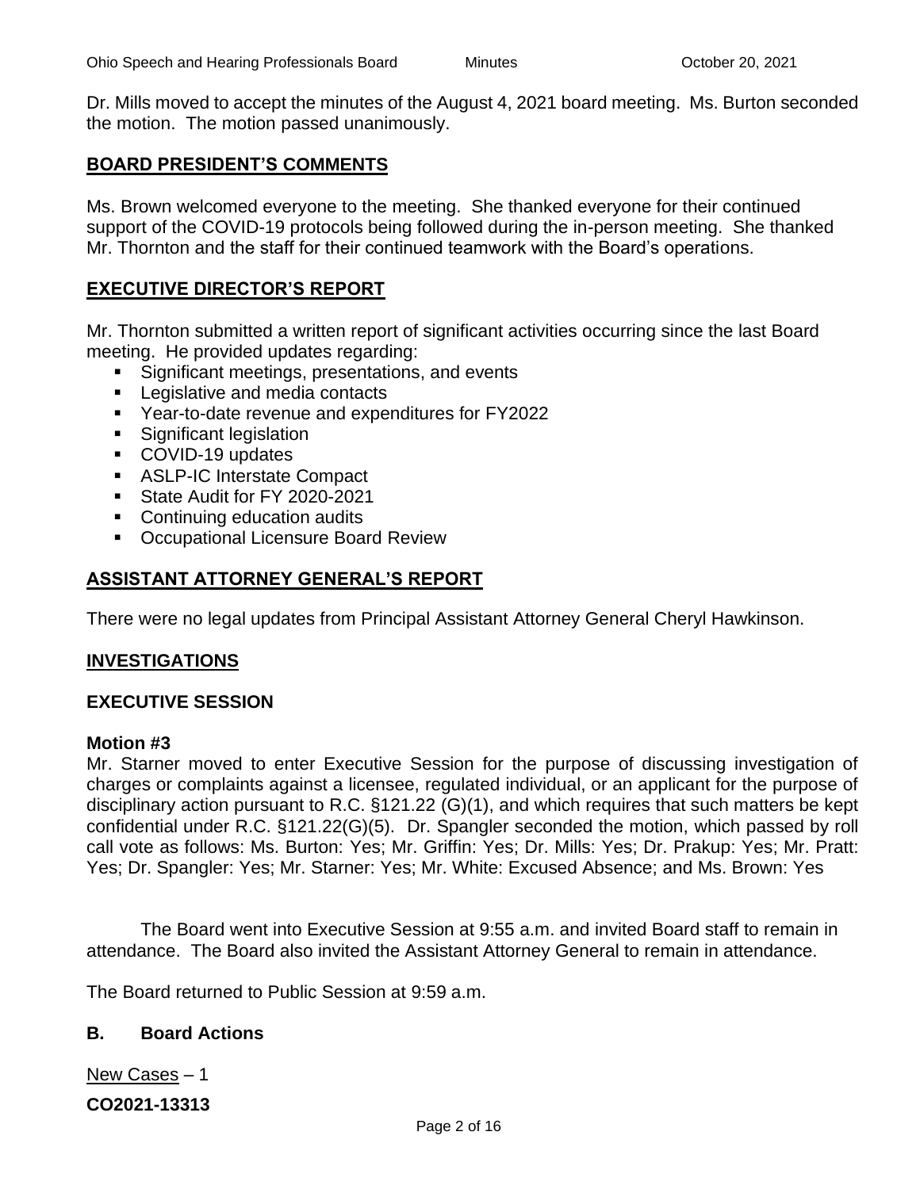Dr. Mills moved to accept the minutes of the August 4, 2021 board meeting. Ms. Burton seconded the motion. The motion passed unanimously.

## BOARD PRESIDENT'S COMMENTS

Ms. Brown welcomed everyone to the meeting. She thanked everyone for their continued support of the COVID-19 protocols being followed during the in-person meeting. She thanked Mr. Thornton and the staff for their continued teamwork with the Board's operations.

## EXECUTIVE DIRECTOR'S REPORT

Mr. Thornton submitted a written report of significant activities occurring since the last Board meeting. He provided updates regarding:

- Significant meetings, presentations, and events
- Legislative and media contacts
- Year-to-date revenue and expenditures for FY2022
- Significant legislation
- COVID-19 updates
- ASLP-IC Interstate Compact
- State Audit for FY 2020-2021
- Continuing education audits
- Occupational Licensure Board Review

## ASSISTANT ATTORNEY GENERAL'S REPORT

There were no legal updates from Principal Assistant Attorney General Cheryl Hawkinson.

## INVESTIGATIONS

### EXECUTIVE SESSION

**Motion #3**

Mr. Starner moved to enter Executive Session for the purpose of discussing investigation of charges or complaints against a licensee, regulated individual, or an applicant for the purpose of disciplinary action pursuant to R.C. §121.22 (G)(1), and which requires that such matters be kept confidential under R.C. §121.22(G)(5). Dr. Spangler seconded the motion, which passed by roll call vote as follows: Ms. Burton: Yes; Mr. Griffin: Yes; Dr. Mills: Yes; Dr. Prakup: Yes; Mr. Pratt: Yes; Dr. Spangler: Yes; Mr. Starner: Yes; Mr. White: Excused Absence; and Ms. Brown: Yes

The Board went into Executive Session at 9:55 a.m. and invited Board staff to remain in attendance. The Board also invited the Assistant Attorney General to remain in attendance.

The Board returned to Public Session at 9:59 a.m.

### B. Board Actions

New Cases – 1

**CO2021-13313**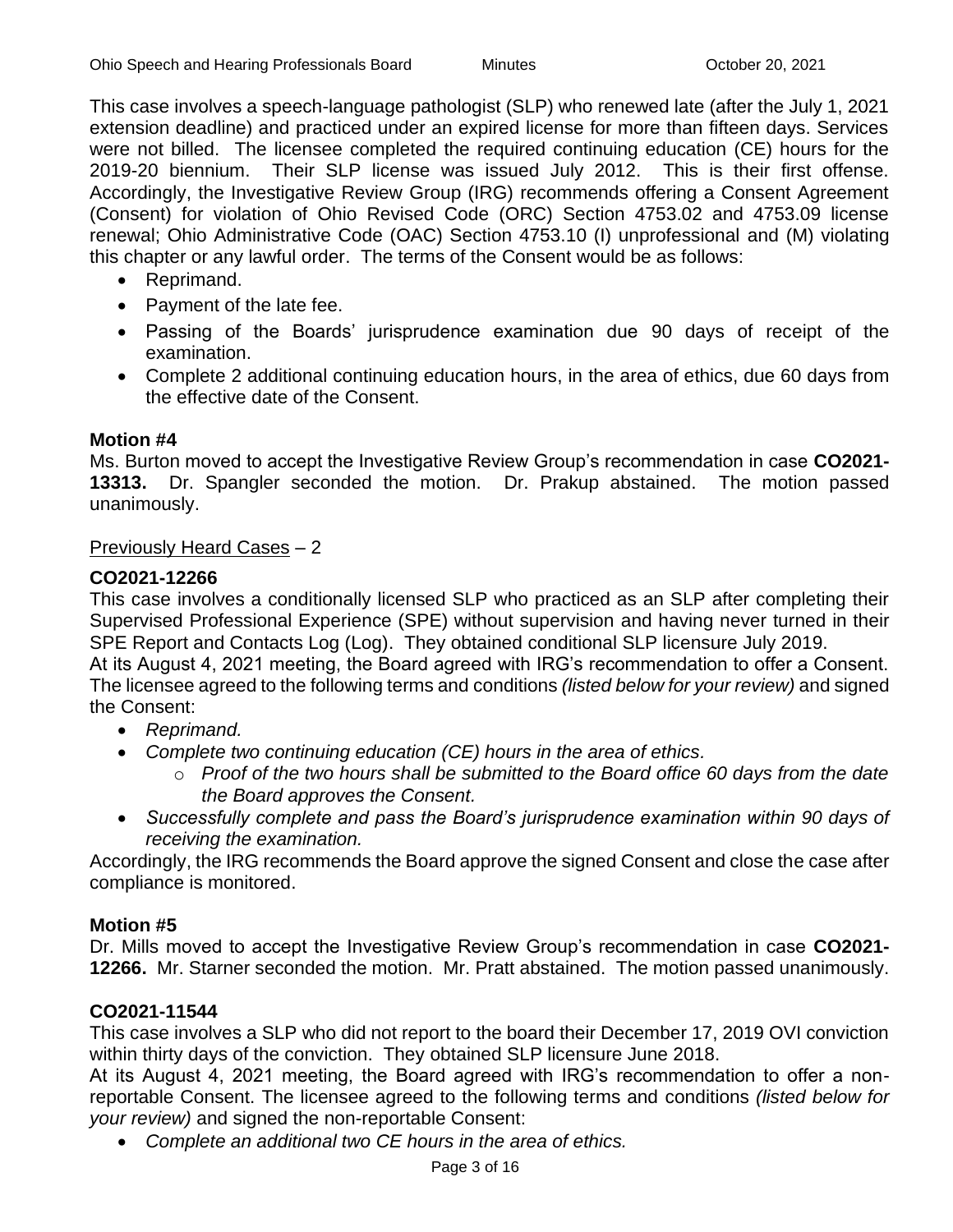This case involves a speech-language pathologist (SLP) who renewed late (after the July 1, 2021 extension deadline) and practiced under an expired license for more than fifteen days. Services were not billed. The licensee completed the required continuing education (CE) hours for the 2019-20 biennium. Their SLP license was issued July 2012. This is their first offense. Accordingly, the Investigative Review Group (IRG) recommends offering a Consent Agreement (Consent) for violation of Ohio Revised Code (ORC) Section 4753.02 and 4753.09 license renewal; Ohio Administrative Code (OAC) Section 4753.10 (I) unprofessional and (M) violating this chapter or any lawful order. The terms of the Consent would be as follows:

- Reprimand.
- Payment of the late fee.
- Passing of the Boards' jurisprudence examination due 90 days of receipt of the examination.
- Complete 2 additional continuing education hours, in the area of ethics, due 60 days from the effective date of the Consent.

**Motion #4**

Ms. Burton moved to accept the Investigative Review Group's recommendation in case **CO2021-13313.** Dr. Spangler seconded the motion. Dr. Prakup abstained. The motion passed unanimously.

Previously Heard Cases – 2

**CO2021-12266**

This case involves a conditionally licensed SLP who practiced as an SLP after completing their Supervised Professional Experience (SPE) without supervision and having never turned in their SPE Report and Contacts Log (Log). They obtained conditional SLP licensure July 2019.

At its August 4, 2021 meeting, the Board agreed with IRG's recommendation to offer a Consent. The licensee agreed to the following terms and conditions *(listed below for your review)* and signed the Consent:

- *Reprimand.*
- *Complete two continuing education (CE) hours in the area of ethics.*
  - *Proof of the two hours shall be submitted to the Board office 60 days from the date the Board approves the Consent.*
- *Successfully complete and pass the Board's jurisprudence examination within 90 days of receiving the examination.*

Accordingly, the IRG recommends the Board approve the signed Consent and close the case after compliance is monitored.

**Motion #5**

Dr. Mills moved to accept the Investigative Review Group's recommendation in case **CO2021-12266.** Mr. Starner seconded the motion. Mr. Pratt abstained. The motion passed unanimously.

**CO2021-11544**

This case involves a SLP who did not report to the board their December 17, 2019 OVI conviction within thirty days of the conviction. They obtained SLP licensure June 2018.

At its August 4, 2021 meeting, the Board agreed with IRG's recommendation to offer a non-reportable Consent. The licensee agreed to the following terms and conditions *(listed below for your review)* and signed the non-reportable Consent:

- *Complete an additional two CE hours in the area of ethics.*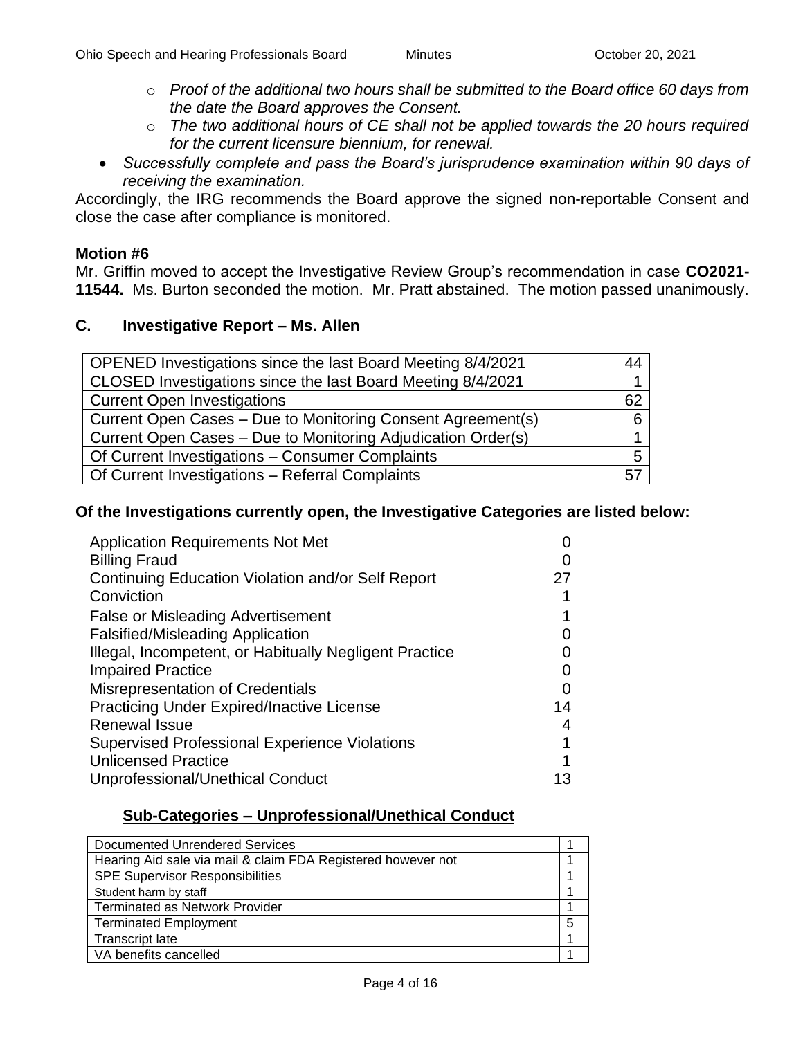- *Proof of the additional two hours shall be submitted to the Board office 60 days from the date the Board approves the Consent.*
  - *The two additional hours of CE shall not be applied towards the 20 hours required for the current licensure biennium, for renewal.*
- *Successfully complete and pass the Board's jurisprudence examination within 90 days of receiving the examination.*

Accordingly, the IRG recommends the Board approve the signed non-reportable Consent and close the case after compliance is monitored.

**Motion #6**

Mr. Griffin moved to accept the Investigative Review Group's recommendation in case **CO2021-11544.** Ms. Burton seconded the motion. Mr. Pratt abstained. The motion passed unanimously.

## C. Investigative Report – Ms. Allen

| | |
|---|---|
| OPENED Investigations since the last Board Meeting 8/4/2021 | 44 |
| CLOSED Investigations since the last Board Meeting 8/4/2021 | 1 |
| Current Open Investigations | 62 |
| Current Open Cases – Due to Monitoring Consent Agreement(s) | 6 |
| Current Open Cases – Due to Monitoring Adjudication Order(s) | 1 |
| Of Current Investigations – Consumer Complaints | 5 |
| Of Current Investigations – Referral Complaints | 57 |

**Of the Investigations currently open, the Investigative Categories are listed below:**

| | |
|---|---|
| Application Requirements Not Met | 0 |
| Billing Fraud | 0 |
| Continuing Education Violation and/or Self Report | 27 |
| Conviction | 1 |
| False or Misleading Advertisement | 1 |
| Falsified/Misleading Application | 0 |
| Illegal, Incompetent, or Habitually Negligent Practice | 0 |
| Impaired Practice | 0 |
| Misrepresentation of Credentials | 0 |
| Practicing Under Expired/Inactive License | 14 |
| Renewal Issue | 4 |
| Supervised Professional Experience Violations | 1 |
| Unlicensed Practice | 1 |
| Unprofessional/Unethical Conduct | 13 |

**<u>Sub-Categories – Unprofessional/Unethical Conduct</u>**

| | |
|---|---|
| Documented Unrendered Services | 1 |
| Hearing Aid sale via mail & claim FDA Registered however not | 1 |
| SPE Supervisor Responsibilities | 1 |
| Student harm by staff | 1 |
| Terminated as Network Provider | 1 |
| Terminated Employment | 5 |
| Transcript late | 1 |
| VA benefits cancelled | 1 |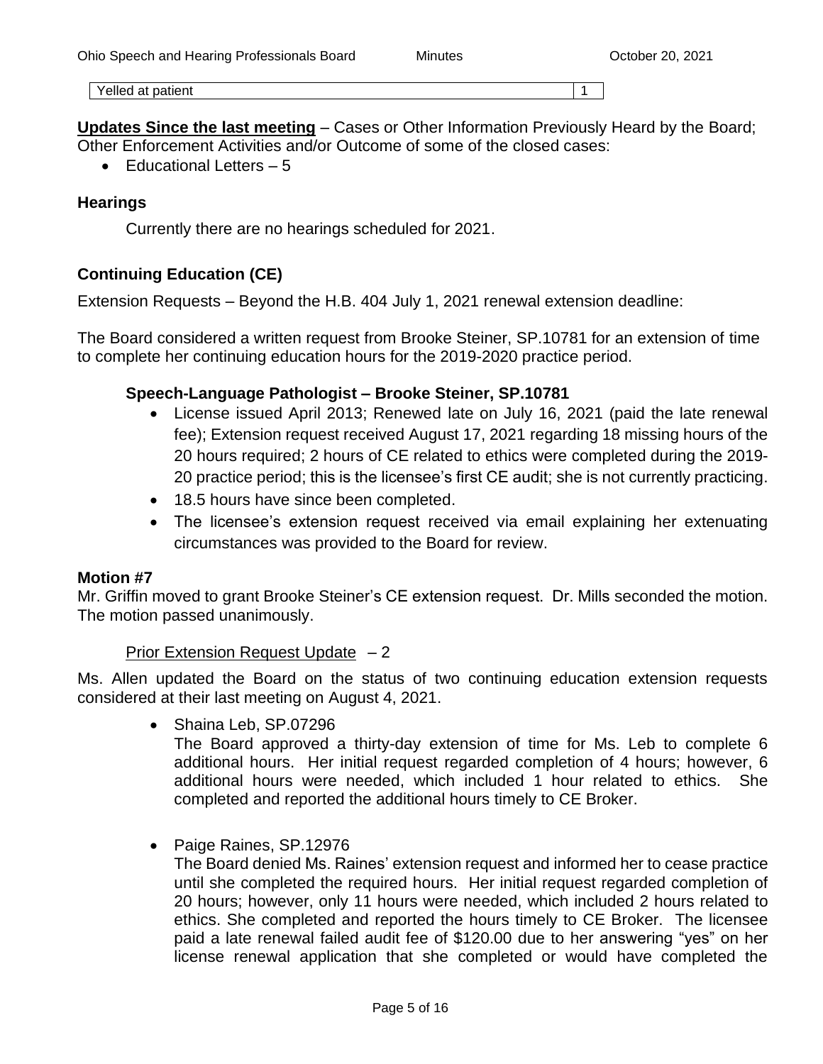| Yelled at patient | 1 |
|---|---|

**Updates Since the last meeting** – Cases or Other Information Previously Heard by the Board; Other Enforcement Activities and/or Outcome of some of the closed cases:

- Educational Letters – 5

### Hearings

Currently there are no hearings scheduled for 2021.

### Continuing Education (CE)

Extension Requests – Beyond the H.B. 404 July 1, 2021 renewal extension deadline:

The Board considered a written request from Brooke Steiner, SP.10781 for an extension of time to complete her continuing education hours for the 2019-2020 practice period.

#### Speech-Language Pathologist – Brooke Steiner, SP.10781

- License issued April 2013; Renewed late on July 16, 2021 (paid the late renewal fee); Extension request received August 17, 2021 regarding 18 missing hours of the 20 hours required; 2 hours of CE related to ethics were completed during the 2019-20 practice period; this is the licensee's first CE audit; she is not currently practicing.
- 18.5 hours have since been completed.
- The licensee's extension request received via email explaining her extenuating circumstances was provided to the Board for review.

**Motion #7**

Mr. Griffin moved to grant Brooke Steiner's CE extension request. Dr. Mills seconded the motion. The motion passed unanimously.

Prior Extension Request Update – 2

Ms. Allen updated the Board on the status of two continuing education extension requests considered at their last meeting on August 4, 2021.

- Shaina Leb, SP.07296
  The Board approved a thirty-day extension of time for Ms. Leb to complete 6 additional hours. Her initial request regarded completion of 4 hours; however, 6 additional hours were needed, which included 1 hour related to ethics. She completed and reported the additional hours timely to CE Broker.

- Paige Raines, SP.12976
  The Board denied Ms. Raines' extension request and informed her to cease practice until she completed the required hours. Her initial request regarded completion of 20 hours; however, only 11 hours were needed, which included 2 hours related to ethics. She completed and reported the hours timely to CE Broker. The licensee paid a late renewal failed audit fee of $120.00 due to her answering "yes" on her license renewal application that she completed or would have completed the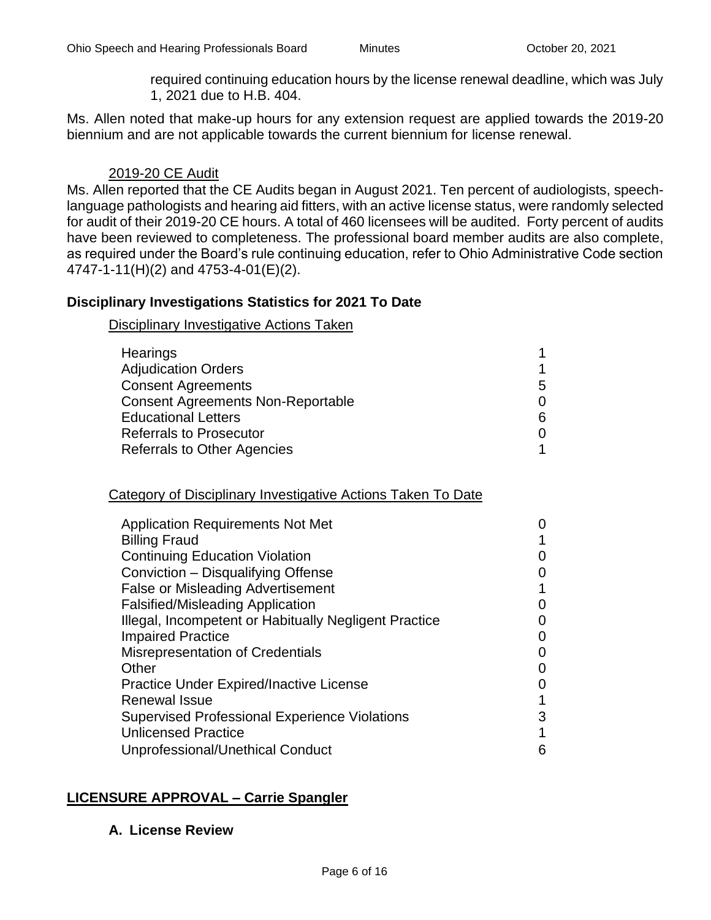required continuing education hours by the license renewal deadline, which was July 1, 2021 due to H.B. 404.

Ms. Allen noted that make-up hours for any extension request are applied towards the 2019-20 biennium and are not applicable towards the current biennium for license renewal.

2019-20 CE Audit

Ms. Allen reported that the CE Audits began in August 2021. Ten percent of audiologists, speech-language pathologists and hearing aid fitters, with an active license status, were randomly selected for audit of their 2019-20 CE hours. A total of 460 licensees will be audited. Forty percent of audits have been reviewed to completeness. The professional board member audits are also complete, as required under the Board's rule continuing education, refer to Ohio Administrative Code section 4747-1-11(H)(2) and 4753-4-01(E)(2).

**Disciplinary Investigations Statistics for 2021 To Date**

Disciplinary Investigative Actions Taken

| | |
|---|---|
| Hearings | 1 |
| Adjudication Orders | 1 |
| Consent Agreements | 5 |
| Consent Agreements Non-Reportable | 0 |
| Educational Letters | 6 |
| Referrals to Prosecutor | 0 |
| Referrals to Other Agencies | 1 |

Category of Disciplinary Investigative Actions Taken To Date

| | |
|---|---|
| Application Requirements Not Met | 0 |
| Billing Fraud | 1 |
| Continuing Education Violation | 0 |
| Conviction – Disqualifying Offense | 0 |
| False or Misleading Advertisement | 1 |
| Falsified/Misleading Application | 0 |
| Illegal, Incompetent or Habitually Negligent Practice | 0 |
| Impaired Practice | 0 |
| Misrepresentation of Credentials | 0 |
| Other | 0 |
| Practice Under Expired/Inactive License | 0 |
| Renewal Issue | 1 |
| Supervised Professional Experience Violations | 3 |
| Unlicensed Practice | 1 |
| Unprofessional/Unethical Conduct | 6 |

**LICENSURE APPROVAL – Carrie Spangler**

**A. License Review**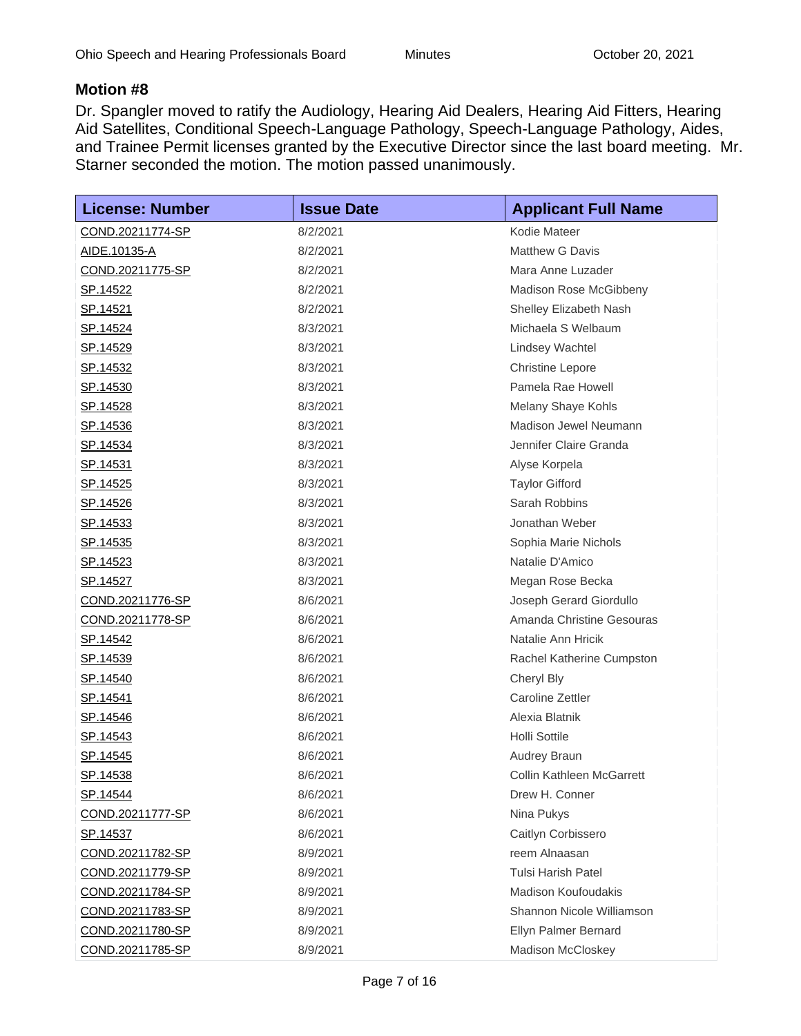### Motion #8

Dr. Spangler moved to ratify the Audiology, Hearing Aid Dealers, Hearing Aid Fitters, Hearing Aid Satellites, Conditional Speech-Language Pathology, Speech-Language Pathology, Aides, and Trainee Permit licenses granted by the Executive Director since the last board meeting. Mr. Starner seconded the motion. The motion passed unanimously.

| License: Number | Issue Date | Applicant Full Name |
|---|---|---|
| COND.20211774-SP | 8/2/2021 | Kodie Mateer |
| AIDE.10135-A | 8/2/2021 | Matthew G Davis |
| COND.20211775-SP | 8/2/2021 | Mara Anne Luzader |
| SP.14522 | 8/2/2021 | Madison Rose McGibbeny |
| SP.14521 | 8/2/2021 | Shelley Elizabeth Nash |
| SP.14524 | 8/3/2021 | Michaela S Welbaum |
| SP.14529 | 8/3/2021 | Lindsey Wachtel |
| SP.14532 | 8/3/2021 | Christine Lepore |
| SP.14530 | 8/3/2021 | Pamela Rae Howell |
| SP.14528 | 8/3/2021 | Melany Shaye Kohls |
| SP.14536 | 8/3/2021 | Madison Jewel Neumann |
| SP.14534 | 8/3/2021 | Jennifer Claire Granda |
| SP.14531 | 8/3/2021 | Alyse Korpela |
| SP.14525 | 8/3/2021 | Taylor Gifford |
| SP.14526 | 8/3/2021 | Sarah Robbins |
| SP.14533 | 8/3/2021 | Jonathan Weber |
| SP.14535 | 8/3/2021 | Sophia Marie Nichols |
| SP.14523 | 8/3/2021 | Natalie D'Amico |
| SP.14527 | 8/3/2021 | Megan Rose Becka |
| COND.20211776-SP | 8/6/2021 | Joseph Gerard Giordullo |
| COND.20211778-SP | 8/6/2021 | Amanda Christine Gesouras |
| SP.14542 | 8/6/2021 | Natalie Ann Hricik |
| SP.14539 | 8/6/2021 | Rachel Katherine Cumpston |
| SP.14540 | 8/6/2021 | Cheryl Bly |
| SP.14541 | 8/6/2021 | Caroline Zettler |
| SP.14546 | 8/6/2021 | Alexia Blatnik |
| SP.14543 | 8/6/2021 | Holli Sottile |
| SP.14545 | 8/6/2021 | Audrey Braun |
| SP.14538 | 8/6/2021 | Collin Kathleen McGarrett |
| SP.14544 | 8/6/2021 | Drew H. Conner |
| COND.20211777-SP | 8/6/2021 | Nina Pukys |
| SP.14537 | 8/6/2021 | Caitlyn Corbissero |
| COND.20211782-SP | 8/9/2021 | reem Alnaasan |
| COND.20211779-SP | 8/9/2021 | Tulsi Harish Patel |
| COND.20211784-SP | 8/9/2021 | Madison Koufoudakis |
| COND.20211783-SP | 8/9/2021 | Shannon Nicole Williamson |
| COND.20211780-SP | 8/9/2021 | Ellyn Palmer Bernard |
| COND.20211785-SP | 8/9/2021 | Madison McCloskey |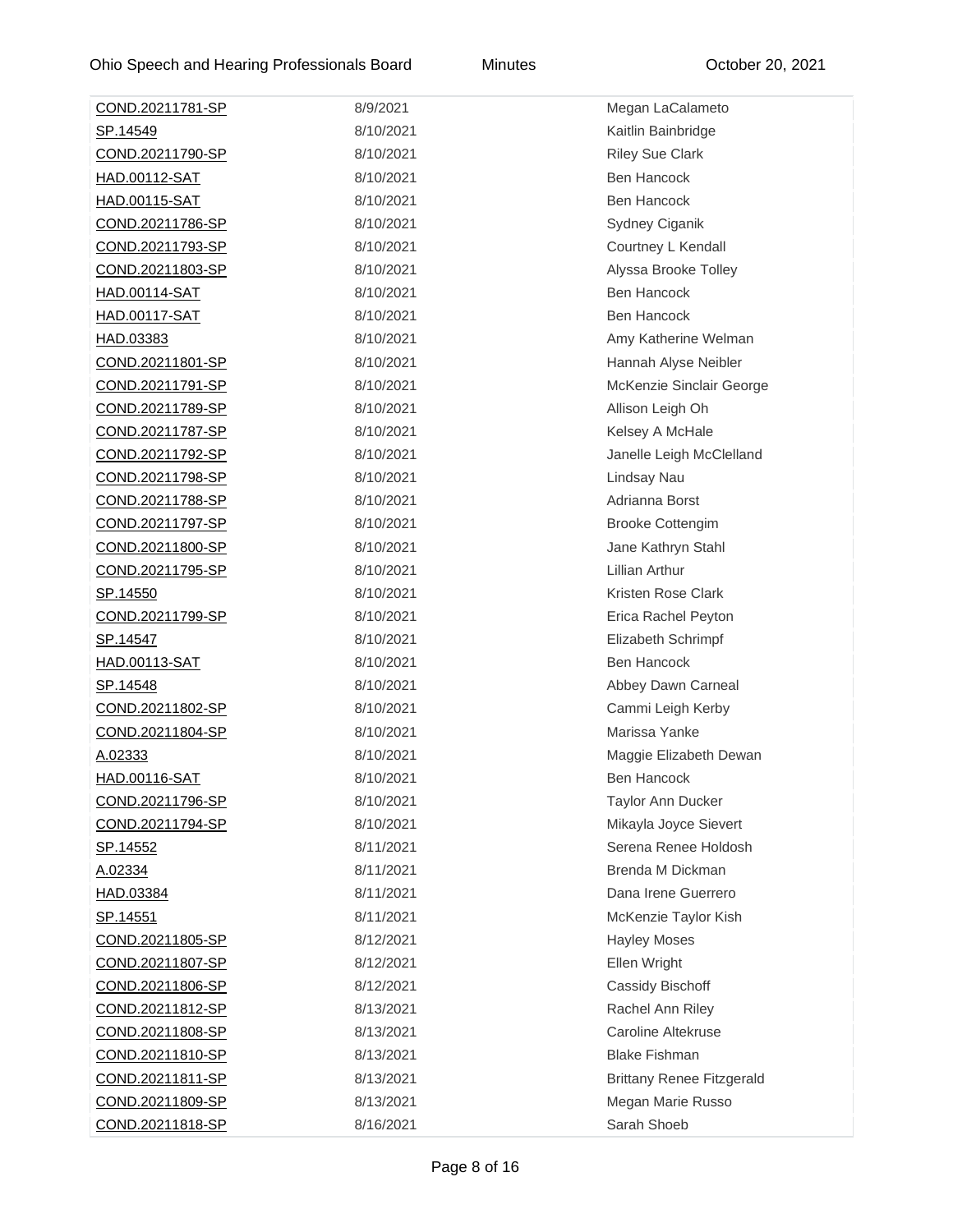| | | |
|---|---|---|
| COND.20211781-SP | 8/9/2021 | Megan LaCalameto |
| SP.14549 | 8/10/2021 | Kaitlin Bainbridge |
| COND.20211790-SP | 8/10/2021 | Riley Sue Clark |
| HAD.00112-SAT | 8/10/2021 | Ben Hancock |
| HAD.00115-SAT | 8/10/2021 | Ben Hancock |
| COND.20211786-SP | 8/10/2021 | Sydney Ciganik |
| COND.20211793-SP | 8/10/2021 | Courtney L Kendall |
| COND.20211803-SP | 8/10/2021 | Alyssa Brooke Tolley |
| HAD.00114-SAT | 8/10/2021 | Ben Hancock |
| HAD.00117-SAT | 8/10/2021 | Ben Hancock |
| HAD.03383 | 8/10/2021 | Amy Katherine Welman |
| COND.20211801-SP | 8/10/2021 | Hannah Alyse Neibler |
| COND.20211791-SP | 8/10/2021 | McKenzie Sinclair George |
| COND.20211789-SP | 8/10/2021 | Allison Leigh Oh |
| COND.20211787-SP | 8/10/2021 | Kelsey A McHale |
| COND.20211792-SP | 8/10/2021 | Janelle Leigh McClelland |
| COND.20211798-SP | 8/10/2021 | Lindsay Nau |
| COND.20211788-SP | 8/10/2021 | Adrianna Borst |
| COND.20211797-SP | 8/10/2021 | Brooke Cottengim |
| COND.20211800-SP | 8/10/2021 | Jane Kathryn Stahl |
| COND.20211795-SP | 8/10/2021 | Lillian Arthur |
| SP.14550 | 8/10/2021 | Kristen Rose Clark |
| COND.20211799-SP | 8/10/2021 | Erica Rachel Peyton |
| SP.14547 | 8/10/2021 | Elizabeth Schrimpf |
| HAD.00113-SAT | 8/10/2021 | Ben Hancock |
| SP.14548 | 8/10/2021 | Abbey Dawn Carneal |
| COND.20211802-SP | 8/10/2021 | Cammi Leigh Kerby |
| COND.20211804-SP | 8/10/2021 | Marissa Yanke |
| A.02333 | 8/10/2021 | Maggie Elizabeth Dewan |
| HAD.00116-SAT | 8/10/2021 | Ben Hancock |
| COND.20211796-SP | 8/10/2021 | Taylor Ann Ducker |
| COND.20211794-SP | 8/10/2021 | Mikayla Joyce Sievert |
| SP.14552 | 8/11/2021 | Serena Renee Holdosh |
| A.02334 | 8/11/2021 | Brenda M Dickman |
| HAD.03384 | 8/11/2021 | Dana Irene Guerrero |
| SP.14551 | 8/11/2021 | McKenzie Taylor Kish |
| COND.20211805-SP | 8/12/2021 | Hayley Moses |
| COND.20211807-SP | 8/12/2021 | Ellen Wright |
| COND.20211806-SP | 8/12/2021 | Cassidy Bischoff |
| COND.20211812-SP | 8/13/2021 | Rachel Ann Riley |
| COND.20211808-SP | 8/13/2021 | Caroline Altekruse |
| COND.20211810-SP | 8/13/2021 | Blake Fishman |
| COND.20211811-SP | 8/13/2021 | Brittany Renee Fitzgerald |
| COND.20211809-SP | 8/13/2021 | Megan Marie Russo |
| COND.20211818-SP | 8/16/2021 | Sarah Shoeb |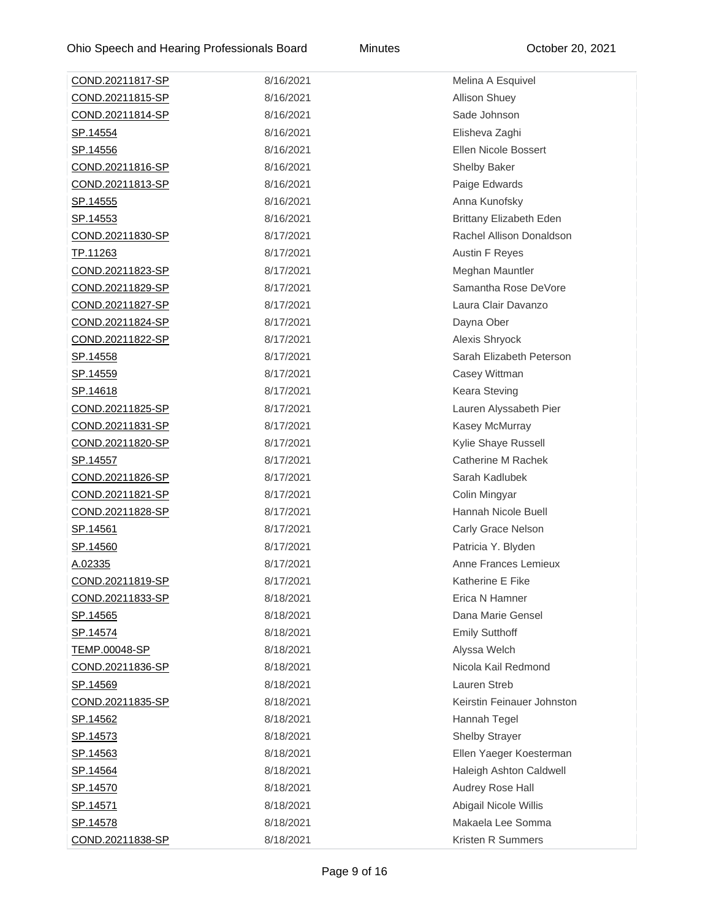| | | |
|---|---|---|
| COND.20211817-SP | 8/16/2021 | Melina A Esquivel |
| COND.20211815-SP | 8/16/2021 | Allison Shuey |
| COND.20211814-SP | 8/16/2021 | Sade Johnson |
| SP.14554 | 8/16/2021 | Elisheva Zaghi |
| SP.14556 | 8/16/2021 | Ellen Nicole Bossert |
| COND.20211816-SP | 8/16/2021 | Shelby Baker |
| COND.20211813-SP | 8/16/2021 | Paige Edwards |
| SP.14555 | 8/16/2021 | Anna Kunofsky |
| SP.14553 | 8/16/2021 | Brittany Elizabeth Eden |
| COND.20211830-SP | 8/17/2021 | Rachel Allison Donaldson |
| TP.11263 | 8/17/2021 | Austin F Reyes |
| COND.20211823-SP | 8/17/2021 | Meghan Mauntler |
| COND.20211829-SP | 8/17/2021 | Samantha Rose DeVore |
| COND.20211827-SP | 8/17/2021 | Laura Clair Davanzo |
| COND.20211824-SP | 8/17/2021 | Dayna Ober |
| COND.20211822-SP | 8/17/2021 | Alexis Shryock |
| SP.14558 | 8/17/2021 | Sarah Elizabeth Peterson |
| SP.14559 | 8/17/2021 | Casey Wittman |
| SP.14618 | 8/17/2021 | Keara Steving |
| COND.20211825-SP | 8/17/2021 | Lauren Alyssabeth Pier |
| COND.20211831-SP | 8/17/2021 | Kasey McMurray |
| COND.20211820-SP | 8/17/2021 | Kylie Shaye Russell |
| SP.14557 | 8/17/2021 | Catherine M Rachek |
| COND.20211826-SP | 8/17/2021 | Sarah Kadlubek |
| COND.20211821-SP | 8/17/2021 | Colin Mingyar |
| COND.20211828-SP | 8/17/2021 | Hannah Nicole Buell |
| SP.14561 | 8/17/2021 | Carly Grace Nelson |
| SP.14560 | 8/17/2021 | Patricia Y. Blyden |
| A.02335 | 8/17/2021 | Anne Frances Lemieux |
| COND.20211819-SP | 8/17/2021 | Katherine E Fike |
| COND.20211833-SP | 8/18/2021 | Erica N Hamner |
| SP.14565 | 8/18/2021 | Dana Marie Gensel |
| SP.14574 | 8/18/2021 | Emily Sutthoff |
| TEMP.00048-SP | 8/18/2021 | Alyssa Welch |
| COND.20211836-SP | 8/18/2021 | Nicola Kail Redmond |
| SP.14569 | 8/18/2021 | Lauren Streb |
| COND.20211835-SP | 8/18/2021 | Keirstin Feinauer Johnston |
| SP.14562 | 8/18/2021 | Hannah Tegel |
| SP.14573 | 8/18/2021 | Shelby Strayer |
| SP.14563 | 8/18/2021 | Ellen Yaeger Koesterman |
| SP.14564 | 8/18/2021 | Haleigh Ashton Caldwell |
| SP.14570 | 8/18/2021 | Audrey Rose Hall |
| SP.14571 | 8/18/2021 | Abigail Nicole Willis |
| SP.14578 | 8/18/2021 | Makaela Lee Somma |
| COND.20211838-SP | 8/18/2021 | Kristen R Summers |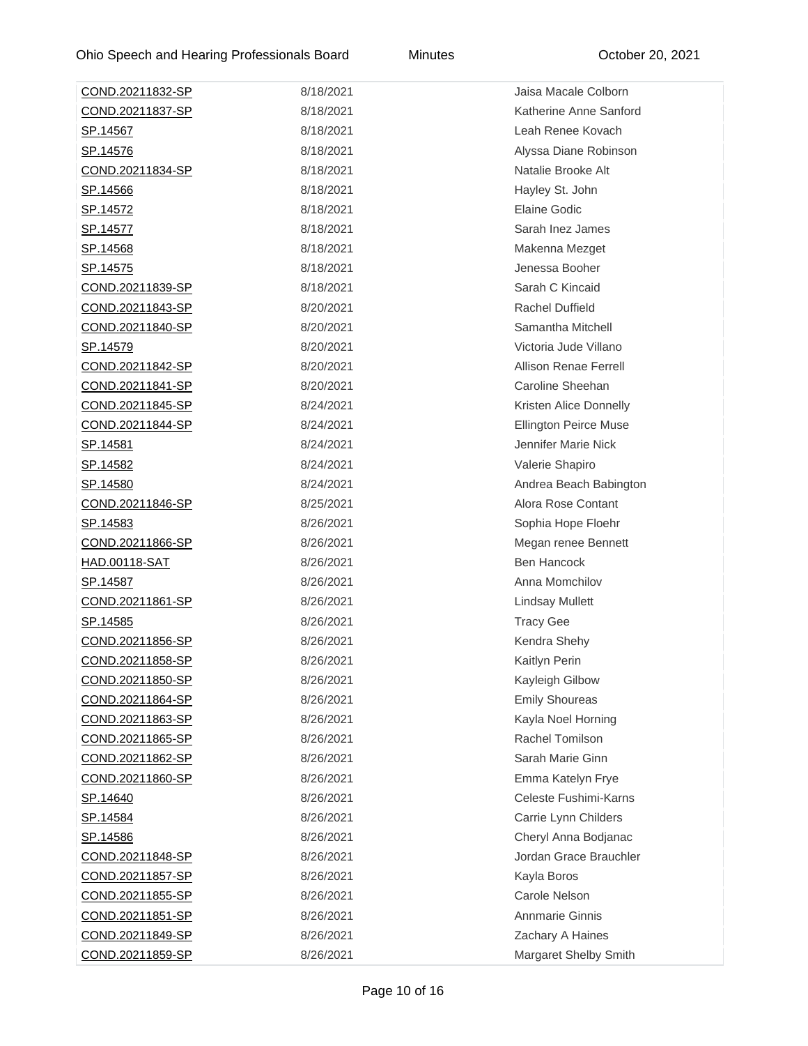| | | |
|---|---|---|
| COND.20211832-SP | 8/18/2021 | Jaisa Macale Colborn |
| COND.20211837-SP | 8/18/2021 | Katherine Anne Sanford |
| SP.14567 | 8/18/2021 | Leah Renee Kovach |
| SP.14576 | 8/18/2021 | Alyssa Diane Robinson |
| COND.20211834-SP | 8/18/2021 | Natalie Brooke Alt |
| SP.14566 | 8/18/2021 | Hayley St. John |
| SP.14572 | 8/18/2021 | Elaine Godic |
| SP.14577 | 8/18/2021 | Sarah Inez James |
| SP.14568 | 8/18/2021 | Makenna Mezget |
| SP.14575 | 8/18/2021 | Jenessa Booher |
| COND.20211839-SP | 8/18/2021 | Sarah C Kincaid |
| COND.20211843-SP | 8/20/2021 | Rachel Duffield |
| COND.20211840-SP | 8/20/2021 | Samantha Mitchell |
| SP.14579 | 8/20/2021 | Victoria Jude Villano |
| COND.20211842-SP | 8/20/2021 | Allison Renae Ferrell |
| COND.20211841-SP | 8/20/2021 | Caroline Sheehan |
| COND.20211845-SP | 8/24/2021 | Kristen Alice Donnelly |
| COND.20211844-SP | 8/24/2021 | Ellington Peirce Muse |
| SP.14581 | 8/24/2021 | Jennifer Marie Nick |
| SP.14582 | 8/24/2021 | Valerie Shapiro |
| SP.14580 | 8/24/2021 | Andrea Beach Babington |
| COND.20211846-SP | 8/25/2021 | Alora Rose Contant |
| SP.14583 | 8/26/2021 | Sophia Hope Floehr |
| COND.20211866-SP | 8/26/2021 | Megan renee Bennett |
| HAD.00118-SAT | 8/26/2021 | Ben Hancock |
| SP.14587 | 8/26/2021 | Anna Momchilov |
| COND.20211861-SP | 8/26/2021 | Lindsay Mullett |
| SP.14585 | 8/26/2021 | Tracy Gee |
| COND.20211856-SP | 8/26/2021 | Kendra Shehy |
| COND.20211858-SP | 8/26/2021 | Kaitlyn Perin |
| COND.20211850-SP | 8/26/2021 | Kayleigh Gilbow |
| COND.20211864-SP | 8/26/2021 | Emily Shoureas |
| COND.20211863-SP | 8/26/2021 | Kayla Noel Horning |
| COND.20211865-SP | 8/26/2021 | Rachel Tomilson |
| COND.20211862-SP | 8/26/2021 | Sarah Marie Ginn |
| COND.20211860-SP | 8/26/2021 | Emma Katelyn Frye |
| SP.14640 | 8/26/2021 | Celeste Fushimi-Karns |
| SP.14584 | 8/26/2021 | Carrie Lynn Childers |
| SP.14586 | 8/26/2021 | Cheryl Anna Bodjanac |
| COND.20211848-SP | 8/26/2021 | Jordan Grace Brauchler |
| COND.20211857-SP | 8/26/2021 | Kayla Boros |
| COND.20211855-SP | 8/26/2021 | Carole Nelson |
| COND.20211851-SP | 8/26/2021 | Annmarie Ginnis |
| COND.20211849-SP | 8/26/2021 | Zachary A Haines |
| COND.20211859-SP | 8/26/2021 | Margaret Shelby Smith |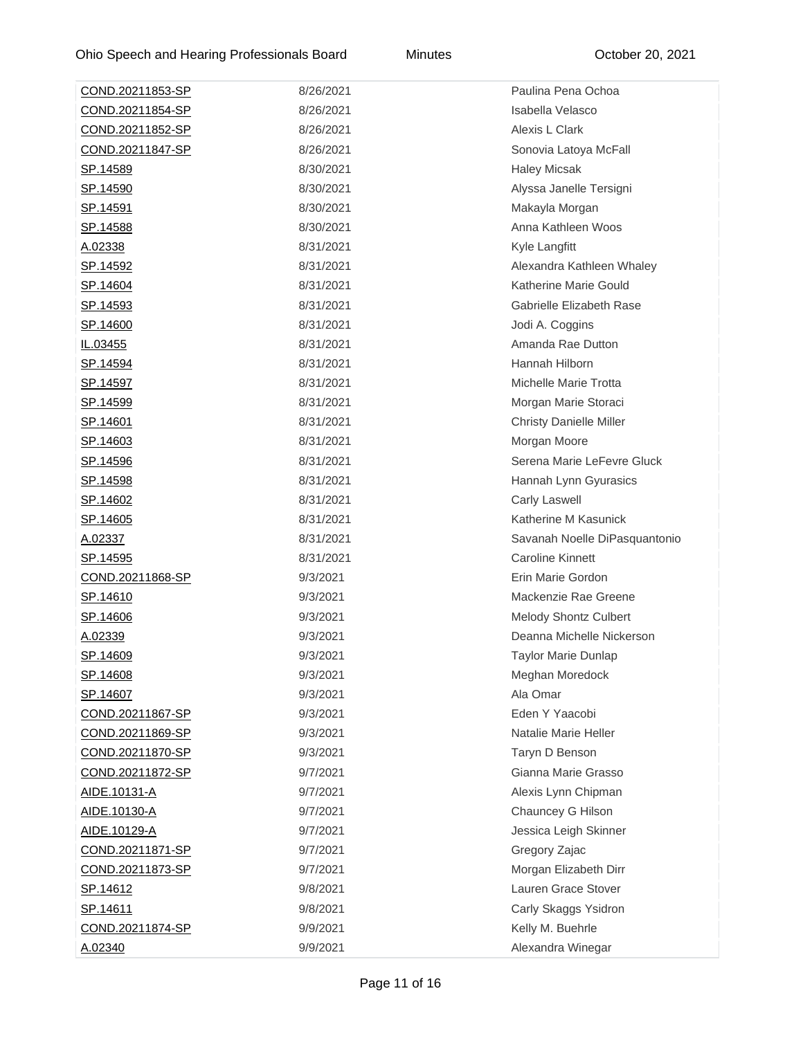| | | |
|---|---|---|
| COND.20211853-SP | 8/26/2021 | Paulina Pena Ochoa |
| COND.20211854-SP | 8/26/2021 | Isabella Velasco |
| COND.20211852-SP | 8/26/2021 | Alexis L Clark |
| COND.20211847-SP | 8/26/2021 | Sonovia Latoya McFall |
| SP.14589 | 8/30/2021 | Haley Micsak |
| SP.14590 | 8/30/2021 | Alyssa Janelle Tersigni |
| SP.14591 | 8/30/2021 | Makayla Morgan |
| SP.14588 | 8/30/2021 | Anna Kathleen Woos |
| A.02338 | 8/31/2021 | Kyle Langfitt |
| SP.14592 | 8/31/2021 | Alexandra Kathleen Whaley |
| SP.14604 | 8/31/2021 | Katherine Marie Gould |
| SP.14593 | 8/31/2021 | Gabrielle Elizabeth Rase |
| SP.14600 | 8/31/2021 | Jodi A. Coggins |
| IL.03455 | 8/31/2021 | Amanda Rae Dutton |
| SP.14594 | 8/31/2021 | Hannah Hilborn |
| SP.14597 | 8/31/2021 | Michelle Marie Trotta |
| SP.14599 | 8/31/2021 | Morgan Marie Storaci |
| SP.14601 | 8/31/2021 | Christy Danielle Miller |
| SP.14603 | 8/31/2021 | Morgan Moore |
| SP.14596 | 8/31/2021 | Serena Marie LeFevre Gluck |
| SP.14598 | 8/31/2021 | Hannah Lynn Gyurasics |
| SP.14602 | 8/31/2021 | Carly Laswell |
| SP.14605 | 8/31/2021 | Katherine M Kasunick |
| A.02337 | 8/31/2021 | Savanah Noelle DiPasquantonio |
| SP.14595 | 8/31/2021 | Caroline Kinnett |
| COND.20211868-SP | 9/3/2021 | Erin Marie Gordon |
| SP.14610 | 9/3/2021 | Mackenzie Rae Greene |
| SP.14606 | 9/3/2021 | Melody Shontz Culbert |
| A.02339 | 9/3/2021 | Deanna Michelle Nickerson |
| SP.14609 | 9/3/2021 | Taylor Marie Dunlap |
| SP.14608 | 9/3/2021 | Meghan Moredock |
| SP.14607 | 9/3/2021 | Ala Omar |
| COND.20211867-SP | 9/3/2021 | Eden Y Yaacobi |
| COND.20211869-SP | 9/3/2021 | Natalie Marie Heller |
| COND.20211870-SP | 9/3/2021 | Taryn D Benson |
| COND.20211872-SP | 9/7/2021 | Gianna Marie Grasso |
| AIDE.10131-A | 9/7/2021 | Alexis Lynn Chipman |
| AIDE.10130-A | 9/7/2021 | Chauncey G Hilson |
| AIDE.10129-A | 9/7/2021 | Jessica Leigh Skinner |
| COND.20211871-SP | 9/7/2021 | Gregory Zajac |
| COND.20211873-SP | 9/7/2021 | Morgan Elizabeth Dirr |
| SP.14612 | 9/8/2021 | Lauren Grace Stover |
| SP.14611 | 9/8/2021 | Carly Skaggs Ysidron |
| COND.20211874-SP | 9/9/2021 | Kelly M. Buehrle |
| A.02340 | 9/9/2021 | Alexandra Winegar |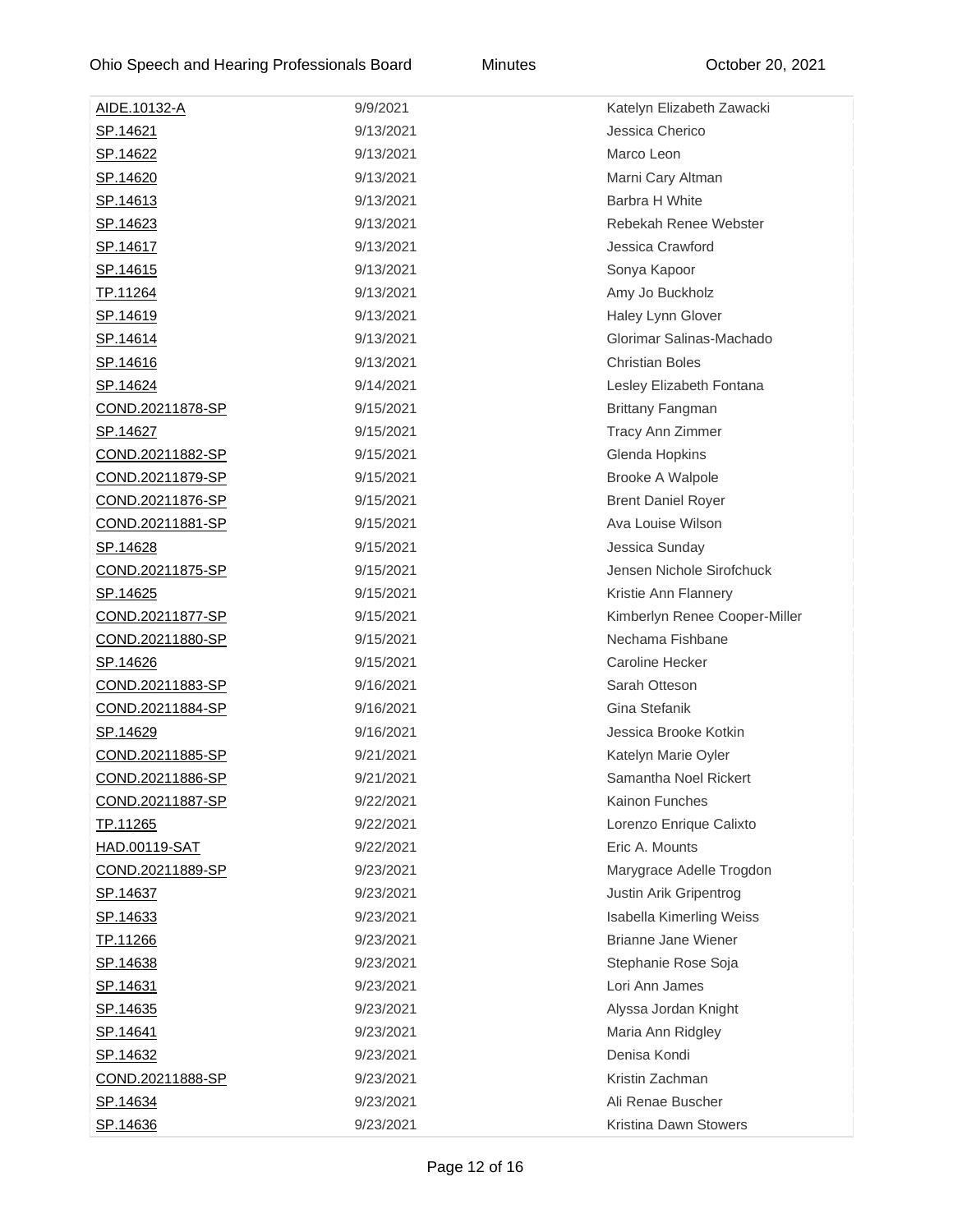| | | |
|---|---|---|
| AIDE.10132-A | 9/9/2021 | Katelyn Elizabeth Zawacki |
| SP.14621 | 9/13/2021 | Jessica Cherico |
| SP.14622 | 9/13/2021 | Marco Leon |
| SP.14620 | 9/13/2021 | Marni Cary Altman |
| SP.14613 | 9/13/2021 | Barbra H White |
| SP.14623 | 9/13/2021 | Rebekah Renee Webster |
| SP.14617 | 9/13/2021 | Jessica Crawford |
| SP.14615 | 9/13/2021 | Sonya Kapoor |
| TP.11264 | 9/13/2021 | Amy Jo Buckholz |
| SP.14619 | 9/13/2021 | Haley Lynn Glover |
| SP.14614 | 9/13/2021 | Glorimar Salinas-Machado |
| SP.14616 | 9/13/2021 | Christian Boles |
| SP.14624 | 9/14/2021 | Lesley Elizabeth Fontana |
| COND.20211878-SP | 9/15/2021 | Brittany Fangman |
| SP.14627 | 9/15/2021 | Tracy Ann Zimmer |
| COND.20211882-SP | 9/15/2021 | Glenda Hopkins |
| COND.20211879-SP | 9/15/2021 | Brooke A Walpole |
| COND.20211876-SP | 9/15/2021 | Brent Daniel Royer |
| COND.20211881-SP | 9/15/2021 | Ava Louise Wilson |
| SP.14628 | 9/15/2021 | Jessica Sunday |
| COND.20211875-SP | 9/15/2021 | Jensen Nichole Sirofchuck |
| SP.14625 | 9/15/2021 | Kristie Ann Flannery |
| COND.20211877-SP | 9/15/2021 | Kimberlyn Renee Cooper-Miller |
| COND.20211880-SP | 9/15/2021 | Nechama Fishbane |
| SP.14626 | 9/15/2021 | Caroline Hecker |
| COND.20211883-SP | 9/16/2021 | Sarah Otteson |
| COND.20211884-SP | 9/16/2021 | Gina Stefanik |
| SP.14629 | 9/16/2021 | Jessica Brooke Kotkin |
| COND.20211885-SP | 9/21/2021 | Katelyn Marie Oyler |
| COND.20211886-SP | 9/21/2021 | Samantha Noel Rickert |
| COND.20211887-SP | 9/22/2021 | Kainon Funches |
| TP.11265 | 9/22/2021 | Lorenzo Enrique Calixto |
| HAD.00119-SAT | 9/22/2021 | Eric A. Mounts |
| COND.20211889-SP | 9/23/2021 | Marygrace Adelle Trogdon |
| SP.14637 | 9/23/2021 | Justin Arik Gripentrog |
| SP.14633 | 9/23/2021 | Isabella Kimerling Weiss |
| TP.11266 | 9/23/2021 | Brianne Jane Wiener |
| SP.14638 | 9/23/2021 | Stephanie Rose Soja |
| SP.14631 | 9/23/2021 | Lori Ann James |
| SP.14635 | 9/23/2021 | Alyssa Jordan Knight |
| SP.14641 | 9/23/2021 | Maria Ann Ridgley |
| SP.14632 | 9/23/2021 | Denisa Kondi |
| COND.20211888-SP | 9/23/2021 | Kristin Zachman |
| SP.14634 | 9/23/2021 | Ali Renae Buscher |
| SP.14636 | 9/23/2021 | Kristina Dawn Stowers |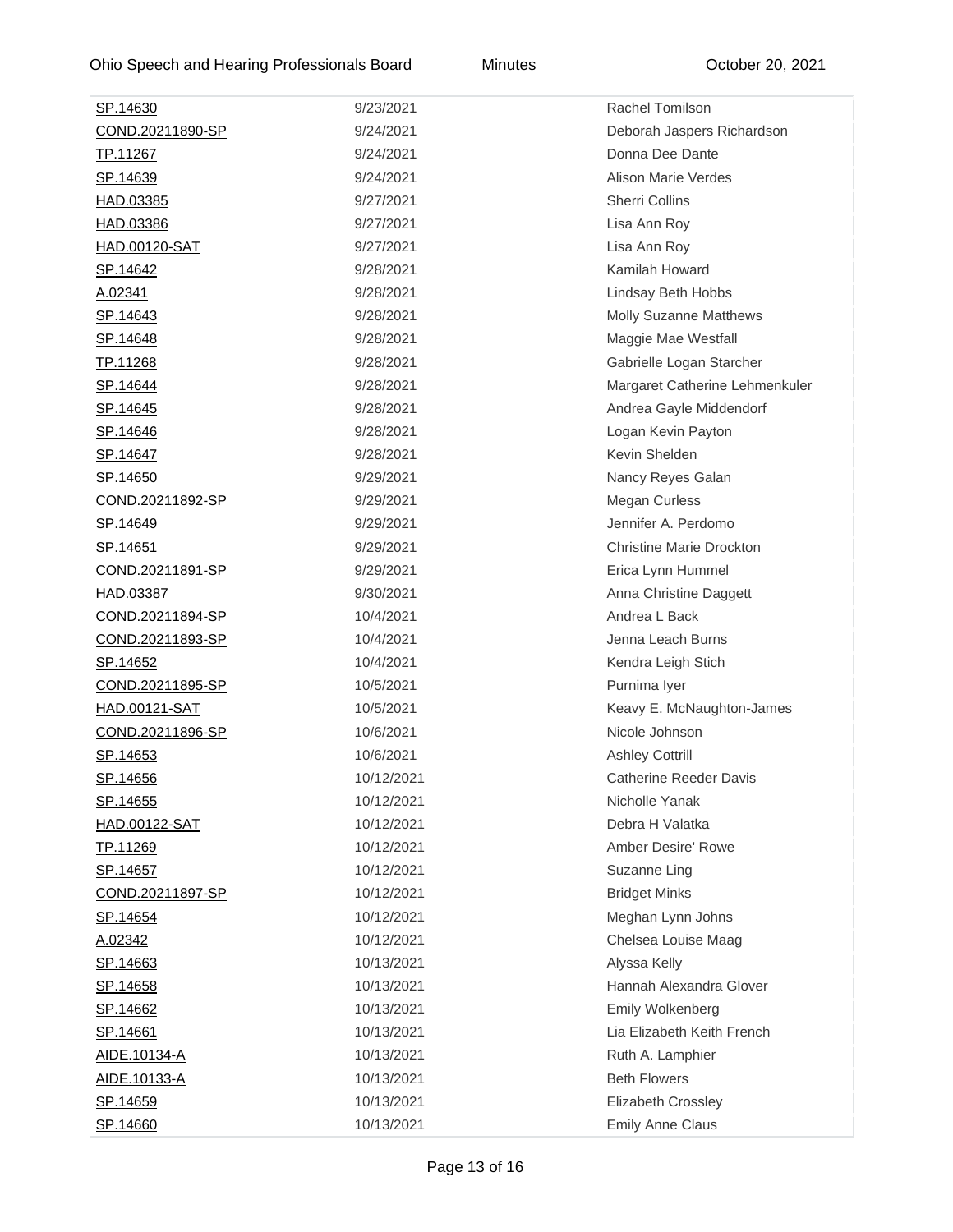| | | |
|---|---|---|
| SP.14630 | 9/23/2021 | Rachel Tomilson |
| COND.20211890-SP | 9/24/2021 | Deborah Jaspers Richardson |
| TP.11267 | 9/24/2021 | Donna Dee Dante |
| SP.14639 | 9/24/2021 | Alison Marie Verdes |
| HAD.03385 | 9/27/2021 | Sherri Collins |
| HAD.03386 | 9/27/2021 | Lisa Ann Roy |
| HAD.00120-SAT | 9/27/2021 | Lisa Ann Roy |
| SP.14642 | 9/28/2021 | Kamilah Howard |
| A.02341 | 9/28/2021 | Lindsay Beth Hobbs |
| SP.14643 | 9/28/2021 | Molly Suzanne Matthews |
| SP.14648 | 9/28/2021 | Maggie Mae Westfall |
| TP.11268 | 9/28/2021 | Gabrielle Logan Starcher |
| SP.14644 | 9/28/2021 | Margaret Catherine Lehmenkuler |
| SP.14645 | 9/28/2021 | Andrea Gayle Middendorf |
| SP.14646 | 9/28/2021 | Logan Kevin Payton |
| SP.14647 | 9/28/2021 | Kevin Shelden |
| SP.14650 | 9/29/2021 | Nancy Reyes Galan |
| COND.20211892-SP | 9/29/2021 | Megan Curless |
| SP.14649 | 9/29/2021 | Jennifer A. Perdomo |
| SP.14651 | 9/29/2021 | Christine Marie Drockton |
| COND.20211891-SP | 9/29/2021 | Erica Lynn Hummel |
| HAD.03387 | 9/30/2021 | Anna Christine Daggett |
| COND.20211894-SP | 10/4/2021 | Andrea L Back |
| COND.20211893-SP | 10/4/2021 | Jenna Leach Burns |
| SP.14652 | 10/4/2021 | Kendra Leigh Stich |
| COND.20211895-SP | 10/5/2021 | Purnima Iyer |
| HAD.00121-SAT | 10/5/2021 | Keavy E. McNaughton-James |
| COND.20211896-SP | 10/6/2021 | Nicole Johnson |
| SP.14653 | 10/6/2021 | Ashley Cottrill |
| SP.14656 | 10/12/2021 | Catherine Reeder Davis |
| SP.14655 | 10/12/2021 | Nicholle Yanak |
| HAD.00122-SAT | 10/12/2021 | Debra H Valatka |
| TP.11269 | 10/12/2021 | Amber Desire' Rowe |
| SP.14657 | 10/12/2021 | Suzanne Ling |
| COND.20211897-SP | 10/12/2021 | Bridget Minks |
| SP.14654 | 10/12/2021 | Meghan Lynn Johns |
| A.02342 | 10/12/2021 | Chelsea Louise Maag |
| SP.14663 | 10/13/2021 | Alyssa Kelly |
| SP.14658 | 10/13/2021 | Hannah Alexandra Glover |
| SP.14662 | 10/13/2021 | Emily Wolkenberg |
| SP.14661 | 10/13/2021 | Lia Elizabeth Keith French |
| AIDE.10134-A | 10/13/2021 | Ruth A. Lamphier |
| AIDE.10133-A | 10/13/2021 | Beth Flowers |
| SP.14659 | 10/13/2021 | Elizabeth Crossley |
| SP.14660 | 10/13/2021 | Emily Anne Claus |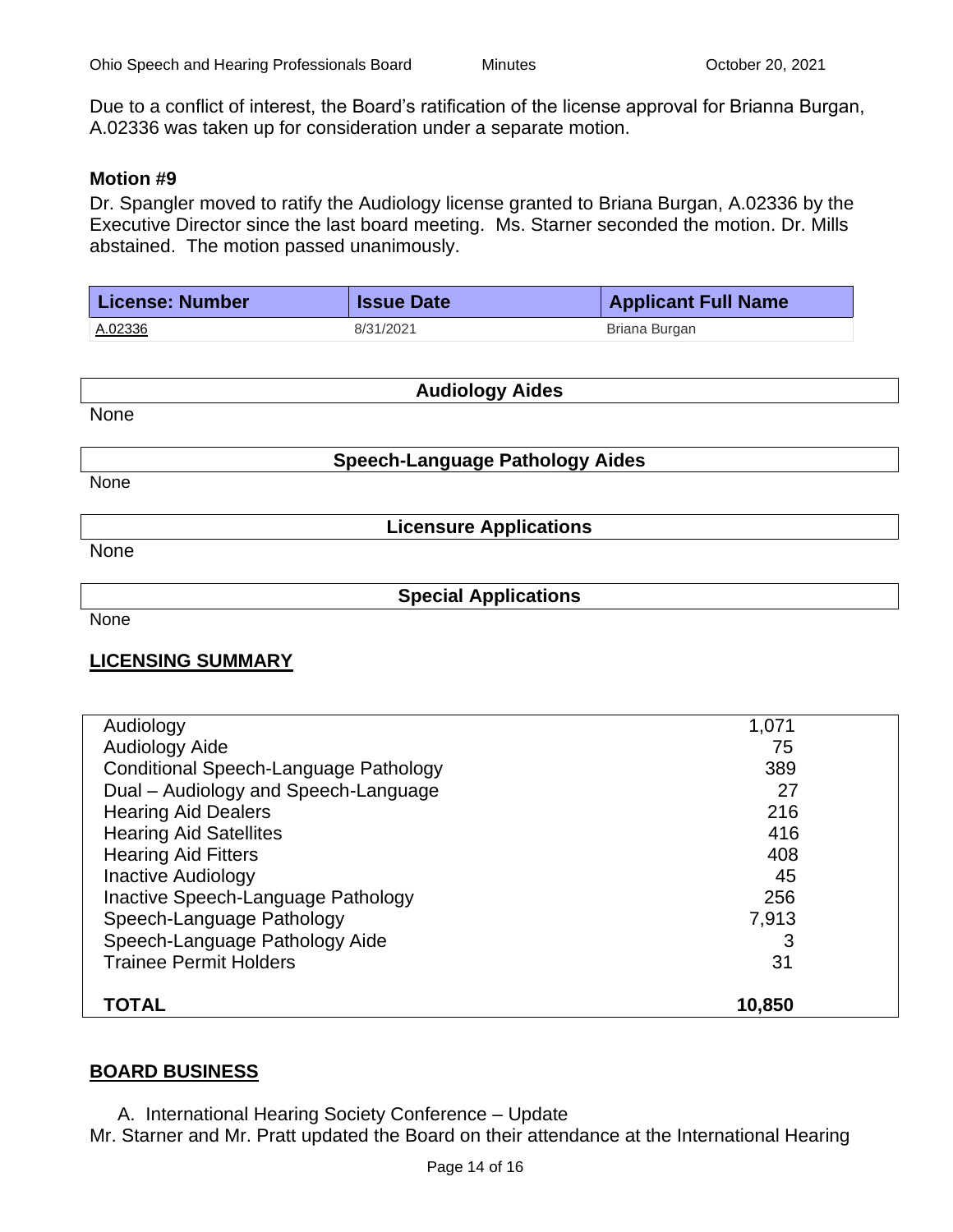Due to a conflict of interest, the Board's ratification of the license approval for Brianna Burgan, A.02336 was taken up for consideration under a separate motion.

**Motion #9**

Dr. Spangler moved to ratify the Audiology license granted to Briana Burgan, A.02336 by the Executive Director since the last board meeting. Ms. Starner seconded the motion. Dr. Mills abstained. The motion passed unanimously.

| License: Number | Issue Date | Applicant Full Name |
|---|---|---|
| A.02336 | 8/31/2021 | Briana Burgan |

**Audiology Aides**

None

**Speech-Language Pathology Aides**

None

**Licensure Applications**

None

**Special Applications**

None

## LICENSING SUMMARY

| | |
|---|---|
| Audiology | 1,071 |
| Audiology Aide | 75 |
| Conditional Speech-Language Pathology | 389 |
| Dual – Audiology and Speech-Language | 27 |
| Hearing Aid Dealers | 216 |
| Hearing Aid Satellites | 416 |
| Hearing Aid Fitters | 408 |
| Inactive Audiology | 45 |
| Inactive Speech-Language Pathology | 256 |
| Speech-Language Pathology | 7,913 |
| Speech-Language Pathology Aide | 3 |
| Trainee Permit Holders | 31 |
| **TOTAL** | **10,850** |

## BOARD BUSINESS

A. International Hearing Society Conference – Update

Mr. Starner and Mr. Pratt updated the Board on their attendance at the International Hearing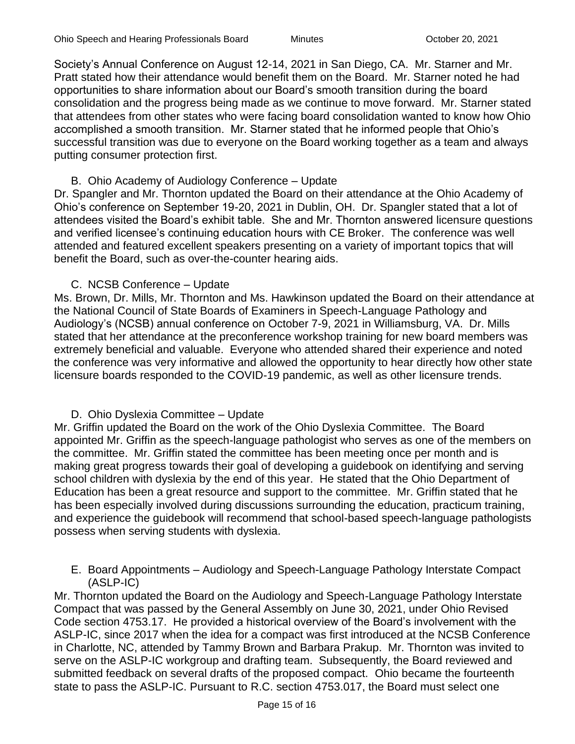Society's Annual Conference on August 12-14, 2021 in San Diego, CA. Mr. Starner and Mr. Pratt stated how their attendance would benefit them on the Board. Mr. Starner noted he had opportunities to share information about our Board's smooth transition during the board consolidation and the progress being made as we continue to move forward. Mr. Starner stated that attendees from other states who were facing board consolidation wanted to know how Ohio accomplished a smooth transition. Mr. Starner stated that he informed people that Ohio's successful transition was due to everyone on the Board working together as a team and always putting consumer protection first.

B. Ohio Academy of Audiology Conference – Update

Dr. Spangler and Mr. Thornton updated the Board on their attendance at the Ohio Academy of Ohio's conference on September 19-20, 2021 in Dublin, OH. Dr. Spangler stated that a lot of attendees visited the Board's exhibit table. She and Mr. Thornton answered licensure questions and verified licensee's continuing education hours with CE Broker. The conference was well attended and featured excellent speakers presenting on a variety of important topics that will benefit the Board, such as over-the-counter hearing aids.

C. NCSB Conference – Update

Ms. Brown, Dr. Mills, Mr. Thornton and Ms. Hawkinson updated the Board on their attendance at the National Council of State Boards of Examiners in Speech-Language Pathology and Audiology's (NCSB) annual conference on October 7-9, 2021 in Williamsburg, VA. Dr. Mills stated that her attendance at the preconference workshop training for new board members was extremely beneficial and valuable. Everyone who attended shared their experience and noted the conference was very informative and allowed the opportunity to hear directly how other state licensure boards responded to the COVID-19 pandemic, as well as other licensure trends.

D. Ohio Dyslexia Committee – Update

Mr. Griffin updated the Board on the work of the Ohio Dyslexia Committee. The Board appointed Mr. Griffin as the speech-language pathologist who serves as one of the members on the committee. Mr. Griffin stated the committee has been meeting once per month and is making great progress towards their goal of developing a guidebook on identifying and serving school children with dyslexia by the end of this year. He stated that the Ohio Department of Education has been a great resource and support to the committee. Mr. Griffin stated that he has been especially involved during discussions surrounding the education, practicum training, and experience the guidebook will recommend that school-based speech-language pathologists possess when serving students with dyslexia.

E. Board Appointments – Audiology and Speech-Language Pathology Interstate Compact (ASLP-IC)

Mr. Thornton updated the Board on the Audiology and Speech-Language Pathology Interstate Compact that was passed by the General Assembly on June 30, 2021, under Ohio Revised Code section 4753.17. He provided a historical overview of the Board's involvement with the ASLP-IC, since 2017 when the idea for a compact was first introduced at the NCSB Conference in Charlotte, NC, attended by Tammy Brown and Barbara Prakup. Mr. Thornton was invited to serve on the ASLP-IC workgroup and drafting team. Subsequently, the Board reviewed and submitted feedback on several drafts of the proposed compact. Ohio became the fourteenth state to pass the ASLP-IC. Pursuant to R.C. section 4753.017, the Board must select one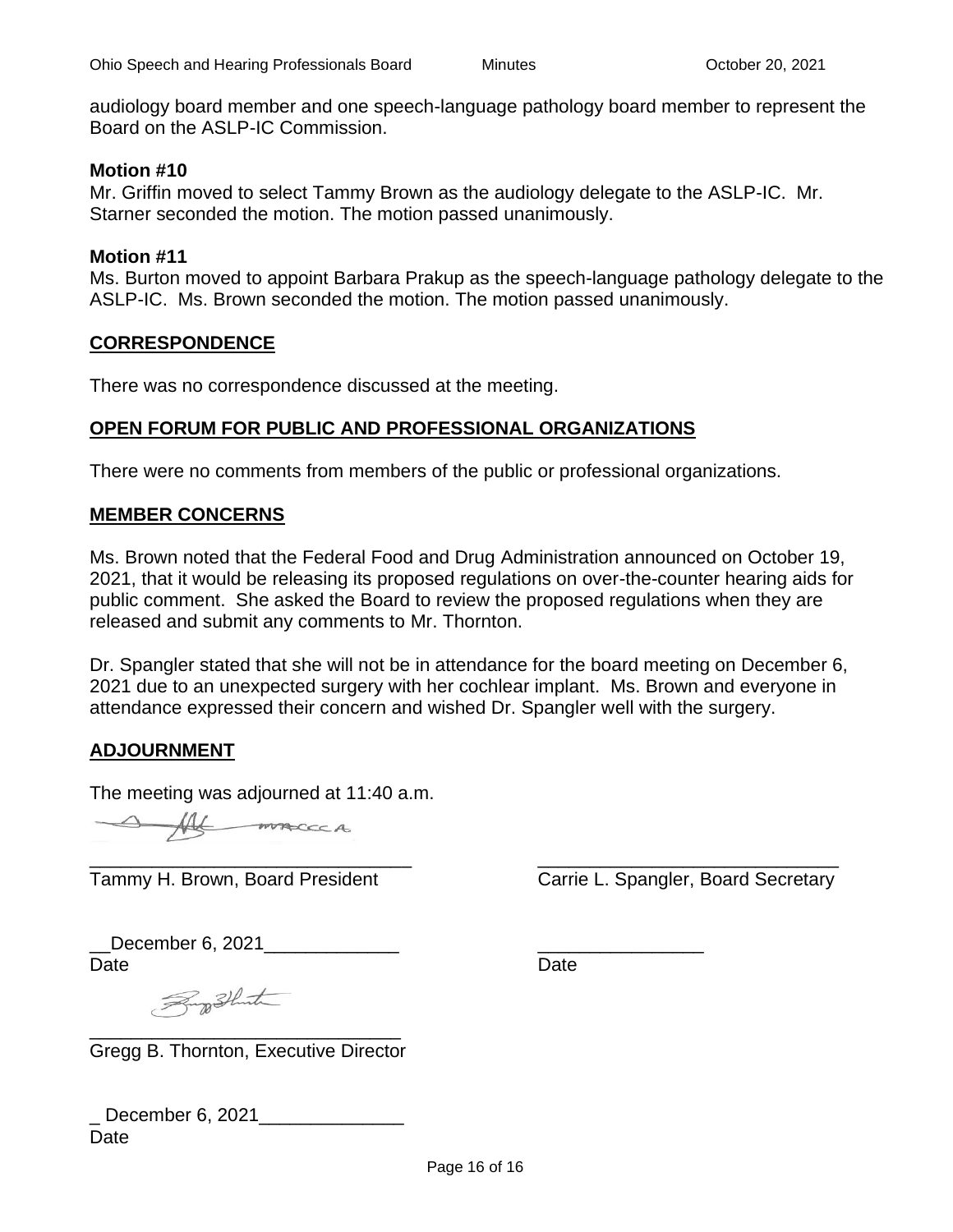audiology board member and one speech-language pathology board member to represent the Board on the ASLP-IC Commission.

**Motion #10**

Mr. Griffin moved to select Tammy Brown as the audiology delegate to the ASLP-IC. Mr. Starner seconded the motion. The motion passed unanimously.

**Motion #11**

Ms. Burton moved to appoint Barbara Prakup as the speech-language pathology delegate to the ASLP-IC. Ms. Brown seconded the motion. The motion passed unanimously.

## CORRESPONDENCE

There was no correspondence discussed at the meeting.

## OPEN FORUM FOR PUBLIC AND PROFESSIONAL ORGANIZATIONS

There were no comments from members of the public or professional organizations.

## MEMBER CONCERNS

Ms. Brown noted that the Federal Food and Drug Administration announced on October 19, 2021, that it would be releasing its proposed regulations on over-the-counter hearing aids for public comment. She asked the Board to review the proposed regulations when they are released and submit any comments to Mr. Thornton.

Dr. Spangler stated that she will not be in attendance for the board meeting on December 6, 2021 due to an unexpected surgery with her cochlear implant. Ms. Brown and everyone in attendance expressed their concern and wished Dr. Spangler well with the surgery.

## ADJOURNMENT

The meeting was adjourned at 11:40 a.m.

_______________________________
Tammy H. Brown, Board President

__December 6, 2021_____________
Date

_______________________________
Carrie L. Spangler, Board Secretary

________________
Date

_______________________________
Gregg B. Thornton, Executive Director

_ December 6, 2021______________
Date